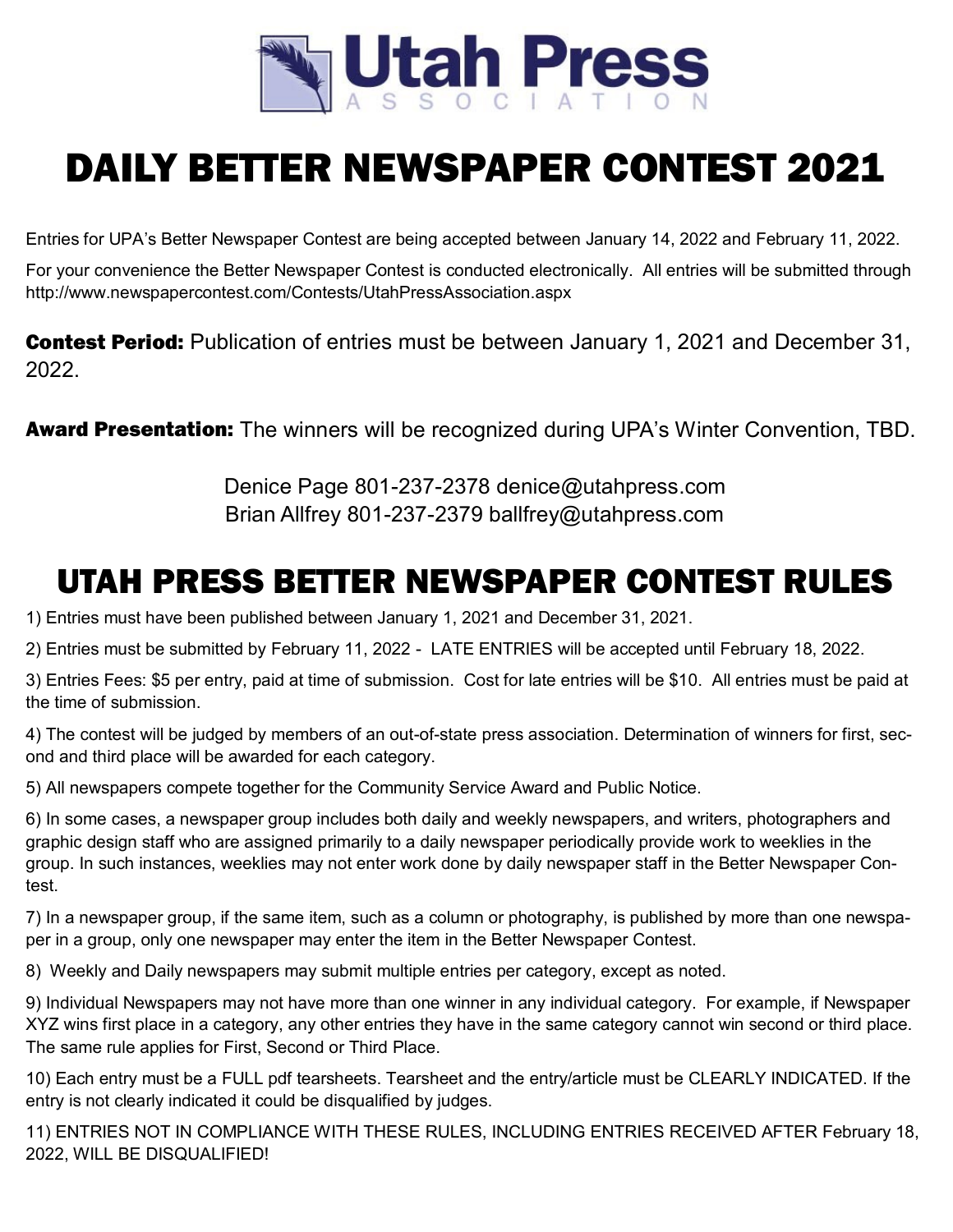# Utah Press ASSOCIATION

# DAILY BETTER NEWSPAPER CONTEST 2021

Entries for UPA's Better Newspaper Contest are being accepted between January 14, 2022 and February 11, 2022.

For your convenience the Better Newspaper Contest is conducted electronically. All entries will be submitted through http://www.newspapercontest.com/Contests/UtahPressAssociation.aspx

**Contest Period:** Publication of entries must be between January 1, 2021 and December 31, 2022.

**Award Presentation:** The winners will be recognized during UPA's Winter Convention, TBD.

Denice Page 801-237-2378 denice@utahpress.com
Brian Allfrey 801-237-2379 ballfrey@utahpress.com

## UTAH PRESS BETTER NEWSPAPER CONTEST RULES

1) Entries must have been published between January 1, 2021 and December 31, 2021.

2) Entries must be submitted by February 11, 2022 - LATE ENTRIES will be accepted until February 18, 2022.

3) Entries Fees: $5 per entry, paid at time of submission. Cost for late entries will be $10. All entries must be paid at the time of submission.

4) The contest will be judged by members of an out-of-state press association. Determination of winners for first, second and third place will be awarded for each category.

5) All newspapers compete together for the Community Service Award and Public Notice.

6) In some cases, a newspaper group includes both daily and weekly newspapers, and writers, photographers and graphic design staff who are assigned primarily to a daily newspaper periodically provide work to weeklies in the group. In such instances, weeklies may not enter work done by daily newspaper staff in the Better Newspaper Contest.

7) In a newspaper group, if the same item, such as a column or photography, is published by more than one newspaper in a group, only one newspaper may enter the item in the Better Newspaper Contest.

8) Weekly and Daily newspapers may submit multiple entries per category, except as noted.

9) Individual Newspapers may not have more than one winner in any individual category. For example, if Newspaper XYZ wins first place in a category, any other entries they have in the same category cannot win second or third place. The same rule applies for First, Second or Third Place.

10) Each entry must be a FULL pdf tearsheets. Tearsheet and the entry/article must be CLEARLY INDICATED. If the entry is not clearly indicated it could be disqualified by judges.

11) ENTRIES NOT IN COMPLIANCE WITH THESE RULES, INCLUDING ENTRIES RECEIVED AFTER February 18, 2022, WILL BE DISQUALIFIED!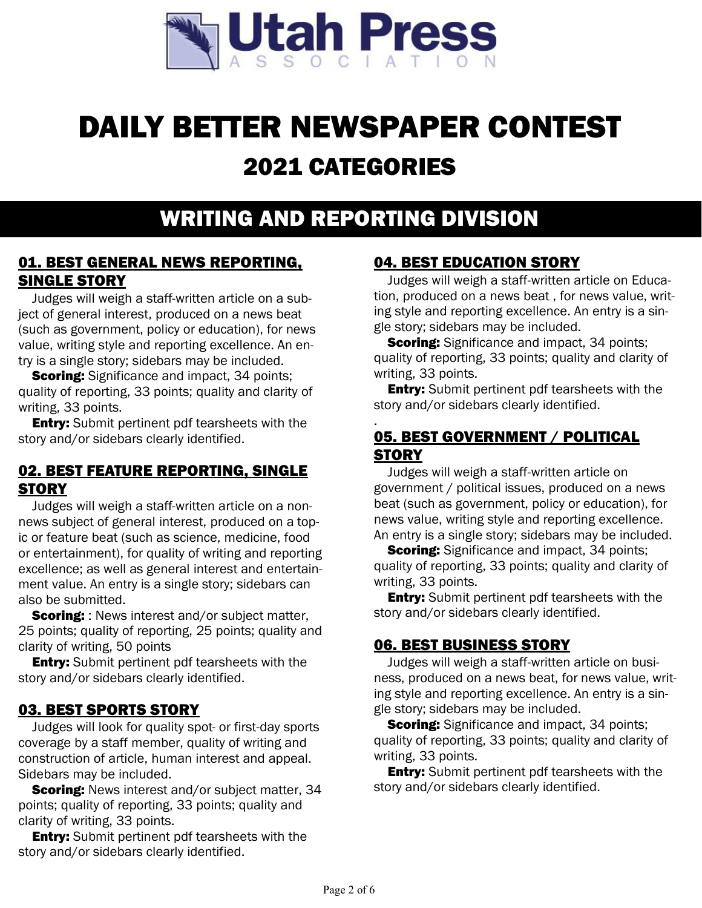Utah Press Association

# DAILY BETTER NEWSPAPER CONTEST

## 2021 CATEGORIES

## WRITING AND REPORTING DIVISION

### 01. BEST GENERAL NEWS REPORTING, SINGLE STORY

Judges will weigh a staff-written article on a subject of general interest, produced on a news beat (such as government, policy or education), for news value, writing style and reporting excellence. An entry is a single story; sidebars may be included.

**Scoring:** Significance and impact, 34 points; quality of reporting, 33 points; quality and clarity of writing, 33 points.

**Entry:** Submit pertinent pdf tearsheets with the story and/or sidebars clearly identified.

### 02. BEST FEATURE REPORTING, SINGLE STORY

Judges will weigh a staff-written article on a non-news subject of general interest, produced on a topic or feature beat (such as science, medicine, food or entertainment), for quality of writing and reporting excellence; as well as general interest and entertainment value. An entry is a single story; sidebars can also be submitted.

**Scoring:** : News interest and/or subject matter, 25 points; quality of reporting, 25 points; quality and clarity of writing, 50 points

**Entry:** Submit pertinent pdf tearsheets with the story and/or sidebars clearly identified.

### 03. BEST SPORTS STORY

Judges will look for quality spot- or first-day sports coverage by a staff member, quality of writing and construction of article, human interest and appeal. Sidebars may be included.

**Scoring:** News interest and/or subject matter, 34 points; quality of reporting, 33 points; quality and clarity of writing, 33 points.

**Entry:** Submit pertinent pdf tearsheets with the story and/or sidebars clearly identified.

### 04. BEST EDUCATION STORY

Judges will weigh a staff-written article on Education, produced on a news beat , for news value, writing style and reporting excellence. An entry is a single story; sidebars may be included.

**Scoring:** Significance and impact, 34 points; quality of reporting, 33 points; quality and clarity of writing, 33 points.

**Entry:** Submit pertinent pdf tearsheets with the story and/or sidebars clearly identified.

.

### 05. BEST GOVERNMENT / POLITICAL STORY

Judges will weigh a staff-written article on government / political issues, produced on a news beat (such as government, policy or education), for news value, writing style and reporting excellence. An entry is a single story; sidebars may be included.

**Scoring:** Significance and impact, 34 points; quality of reporting, 33 points; quality and clarity of writing, 33 points.

**Entry:** Submit pertinent pdf tearsheets with the story and/or sidebars clearly identified.

### 06. BEST BUSINESS STORY

Judges will weigh a staff-written article on business, produced on a news beat, for news value, writing style and reporting excellence. An entry is a single story; sidebars may be included.

**Scoring:** Significance and impact, 34 points; quality of reporting, 33 points; quality and clarity of writing, 33 points.

**Entry:** Submit pertinent pdf tearsheets with the story and/or sidebars clearly identified.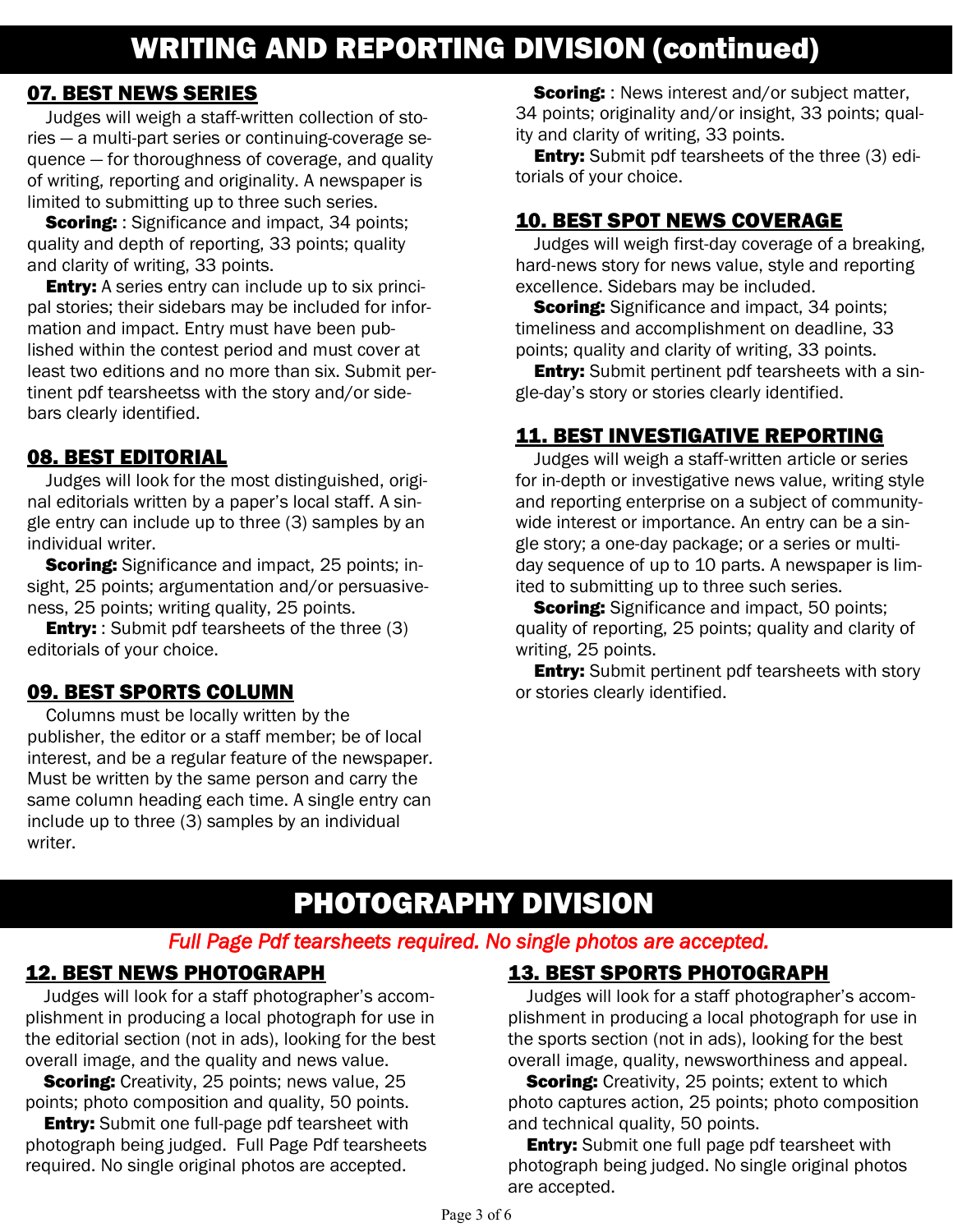# WRITING AND REPORTING DIVISION (continued)

## 07. BEST NEWS SERIES

Judges will weigh a staff-written collection of stories — a multi-part series or continuing-coverage sequence — for thoroughness of coverage, and quality of writing, reporting and originality. A newspaper is limited to submitting up to three such series.

**Scoring:** : Significance and impact, 34 points; quality and depth of reporting, 33 points; quality and clarity of writing, 33 points.

**Entry:** A series entry can include up to six principal stories; their sidebars may be included for information and impact. Entry must have been published within the contest period and must cover at least two editions and no more than six. Submit pertinent pdf tearsheetss with the story and/or sidebars clearly identified.

## 08. BEST EDITORIAL

Judges will look for the most distinguished, original editorials written by a paper's local staff. A single entry can include up to three (3) samples by an individual writer.

**Scoring:** Significance and impact, 25 points; insight, 25 points; argumentation and/or persuasiveness, 25 points; writing quality, 25 points.

**Entry:** : Submit pdf tearsheets of the three (3) editorials of your choice.

## 09. BEST SPORTS COLUMN

Columns must be locally written by the publisher, the editor or a staff member; be of local interest, and be a regular feature of the newspaper. Must be written by the same person and carry the same column heading each time. A single entry can include up to three (3) samples by an individual writer.

**Scoring:** : News interest and/or subject matter, 34 points; originality and/or insight, 33 points; quality and clarity of writing, 33 points.

**Entry:** Submit pdf tearsheets of the three (3) editorials of your choice.

## 10. BEST SPOT NEWS COVERAGE

Judges will weigh first-day coverage of a breaking, hard-news story for news value, style and reporting excellence. Sidebars may be included.

**Scoring:** Significance and impact, 34 points; timeliness and accomplishment on deadline, 33 points; quality and clarity of writing, 33 points.

**Entry:** Submit pertinent pdf tearsheets with a single-day's story or stories clearly identified.

## 11. BEST INVESTIGATIVE REPORTING

Judges will weigh a staff-written article or series for in-depth or investigative news value, writing style and reporting enterprise on a subject of community-wide interest or importance. An entry can be a single story; a one-day package; or a series or multi-day sequence of up to 10 parts. A newspaper is limited to submitting up to three such series.

**Scoring:** Significance and impact, 50 points; quality of reporting, 25 points; quality and clarity of writing, 25 points.

**Entry:** Submit pertinent pdf tearsheets with story or stories clearly identified.

# PHOTOGRAPHY DIVISION

*Full Page Pdf tearsheets required. No single photos are accepted.*

## 12. BEST NEWS PHOTOGRAPH

Judges will look for a staff photographer's accomplishment in producing a local photograph for use in the editorial section (not in ads), looking for the best overall image, and the quality and news value.

**Scoring:** Creativity, 25 points; news value, 25 points; photo composition and quality, 50 points.

**Entry:** Submit one full-page pdf tearsheet with photograph being judged. Full Page Pdf tearsheets required. No single original photos are accepted.

## 13. BEST SPORTS PHOTOGRAPH

Judges will look for a staff photographer's accomplishment in producing a local photograph for use in the sports section (not in ads), looking for the best overall image, quality, newsworthiness and appeal.

**Scoring:** Creativity, 25 points; extent to which photo captures action, 25 points; photo composition and technical quality, 50 points.

**Entry:** Submit one full page pdf tearsheet with photograph being judged. No single original photos are accepted.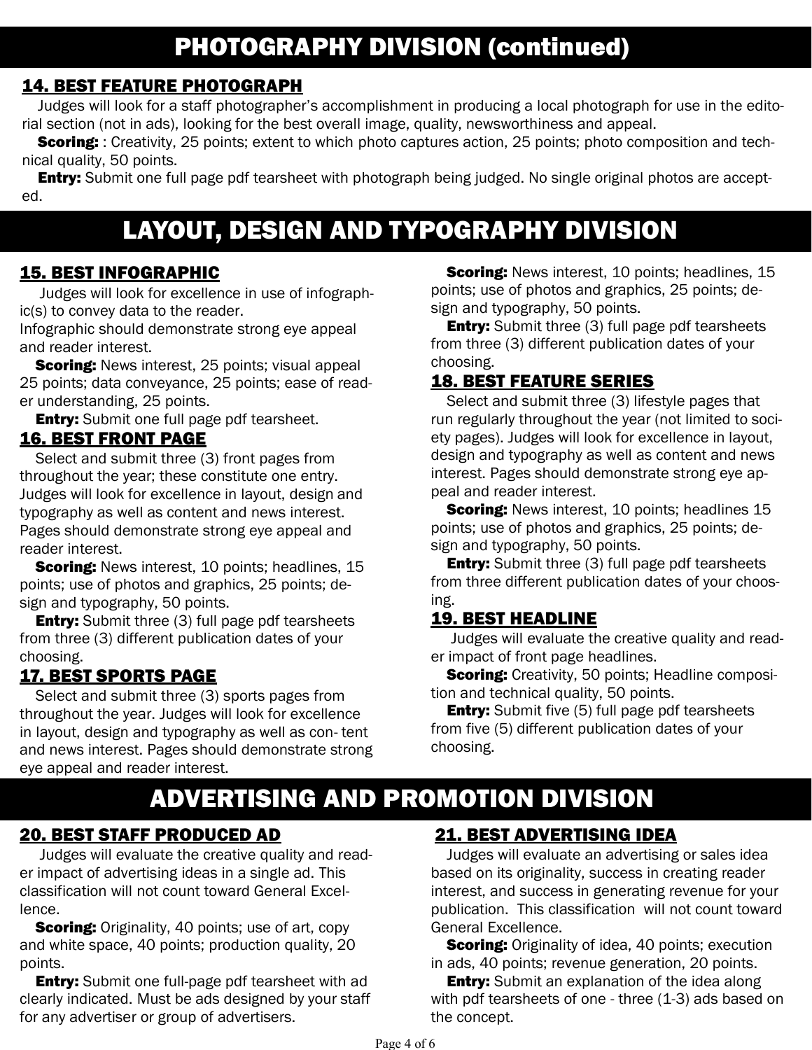# PHOTOGRAPHY DIVISION (continued)

## 14. BEST FEATURE PHOTOGRAPH

Judges will look for a staff photographer's accomplishment in producing a local photograph for use in the editorial section (not in ads), looking for the best overall image, quality, newsworthiness and appeal.

**Scoring:** : Creativity, 25 points; extent to which photo captures action, 25 points; photo composition and technical quality, 50 points.

**Entry:** Submit one full page pdf tearsheet with photograph being judged. No single original photos are accepted.

# LAYOUT, DESIGN AND TYPOGRAPHY DIVISION

## 15. BEST INFOGRAPHIC

Judges will look for excellence in use of infographic(s) to convey data to the reader.
Infographic should demonstrate strong eye appeal and reader interest.

**Scoring:** News interest, 25 points; visual appeal 25 points; data conveyance, 25 points; ease of reader understanding, 25 points.

**Entry:** Submit one full page pdf tearsheet.

## 16. BEST FRONT PAGE

Select and submit three (3) front pages from throughout the year; these constitute one entry. Judges will look for excellence in layout, design and typography as well as content and news interest. Pages should demonstrate strong eye appeal and reader interest.

**Scoring:** News interest, 10 points; headlines, 15 points; use of photos and graphics, 25 points; design and typography, 50 points.

**Entry:** Submit three (3) full page pdf tearsheets from three (3) different publication dates of your choosing.

## 17. BEST SPORTS PAGE

Select and submit three (3) sports pages from throughout the year. Judges will look for excellence in layout, design and typography as well as con- tent and news interest. Pages should demonstrate strong eye appeal and reader interest.

**Scoring:** News interest, 10 points; headlines, 15 points; use of photos and graphics, 25 points; design and typography, 50 points.

**Entry:** Submit three (3) full page pdf tearsheets from three (3) different publication dates of your choosing.

## 18. BEST FEATURE SERIES

Select and submit three (3) lifestyle pages that run regularly throughout the year (not limited to society pages). Judges will look for excellence in layout, design and typography as well as content and news interest. Pages should demonstrate strong eye appeal and reader interest.

**Scoring:** News interest, 10 points; headlines 15 points; use of photos and graphics, 25 points; design and typography, 50 points.

**Entry:** Submit three (3) full page pdf tearsheets from three different publication dates of your choosing.

## 19. BEST HEADLINE

Judges will evaluate the creative quality and reader impact of front page headlines.

**Scoring:** Creativity, 50 points; Headline composition and technical quality, 50 points.

**Entry:** Submit five (5) full page pdf tearsheets from five (5) different publication dates of your choosing.

# ADVERTISING AND PROMOTION DIVISION

## 20. BEST STAFF PRODUCED AD

Judges will evaluate the creative quality and reader impact of advertising ideas in a single ad. This classification will not count toward General Excellence.

**Scoring:** Originality, 40 points; use of art, copy and white space, 40 points; production quality, 20 points.

**Entry:** Submit one full-page pdf tearsheet with ad clearly indicated. Must be ads designed by your staff for any advertiser or group of advertisers.

## 21. BEST ADVERTISING IDEA

Judges will evaluate an advertising or sales idea based on its originality, success in creating reader interest, and success in generating revenue for your publication. This classification will not count toward General Excellence.

**Scoring:** Originality of idea, 40 points; execution in ads, 40 points; revenue generation, 20 points.

**Entry:** Submit an explanation of the idea along with pdf tearsheets of one - three (1-3) ads based on the concept.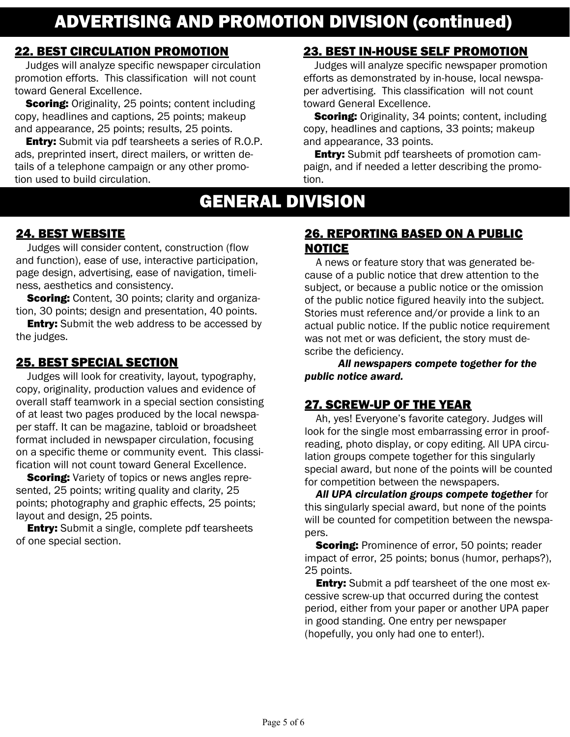# ADVERTISING AND PROMOTION DIVISION (continued)

## 22. BEST CIRCULATION PROMOTION

Judges will analyze specific newspaper circulation promotion efforts. This classification will not count toward General Excellence.

**Scoring:** Originality, 25 points; content including copy, headlines and captions, 25 points; makeup and appearance, 25 points; results, 25 points.

**Entry:** Submit via pdf tearsheets a series of R.O.P. ads, preprinted insert, direct mailers, or written details of a telephone campaign or any other promotion used to build circulation.

## 23. BEST IN-HOUSE SELF PROMOTION

Judges will analyze specific newspaper promotion efforts as demonstrated by in-house, local newspaper advertising. This classification will not count toward General Excellence.

**Scoring:** Originality, 34 points; content, including copy, headlines and captions, 33 points; makeup and appearance, 33 points.

**Entry:** Submit pdf tearsheets of promotion campaign, and if needed a letter describing the promotion.

# GENERAL DIVISION

## 24. BEST WEBSITE

Judges will consider content, construction (flow and function), ease of use, interactive participation, page design, advertising, ease of navigation, timeliness, aesthetics and consistency.

**Scoring:** Content, 30 points; clarity and organization, 30 points; design and presentation, 40 points.

**Entry:** Submit the web address to be accessed by the judges.

## 25. BEST SPECIAL SECTION

Judges will look for creativity, layout, typography, copy, originality, production values and evidence of overall staff teamwork in a special section consisting of at least two pages produced by the local newspaper staff. It can be magazine, tabloid or broadsheet format included in newspaper circulation, focusing on a specific theme or community event. This classification will not count toward General Excellence.

**Scoring:** Variety of topics or news angles represented, 25 points; writing quality and clarity, 25 points; photography and graphic effects, 25 points; layout and design, 25 points.

**Entry:** Submit a single, complete pdf tearsheets of one special section.

## 26. REPORTING BASED ON A PUBLIC NOTICE

A news or feature story that was generated because of a public notice that drew attention to the subject, or because a public notice or the omission of the public notice figured heavily into the subject. Stories must reference and/or provide a link to an actual public notice. If the public notice requirement was not met or was deficient, the story must describe the deficiency.

***All newspapers compete together for the public notice award.***

## 27. SCREW-UP OF THE YEAR

Ah, yes! Everyone's favorite category. Judges will look for the single most embarrassing error in proofreading, photo display, or copy editing. All UPA circulation groups compete together for this singularly special award, but none of the points will be counted for competition between the newspapers.

***All UPA circulation groups compete together*** for this singularly special award, but none of the points will be counted for competition between the newspapers.

**Scoring:** Prominence of error, 50 points; reader impact of error, 25 points; bonus (humor, perhaps?), 25 points.

**Entry:** Submit a pdf tearsheet of the one most excessive screw-up that occurred during the contest period, either from your paper or another UPA paper in good standing. One entry per newspaper (hopefully, you only had one to enter!).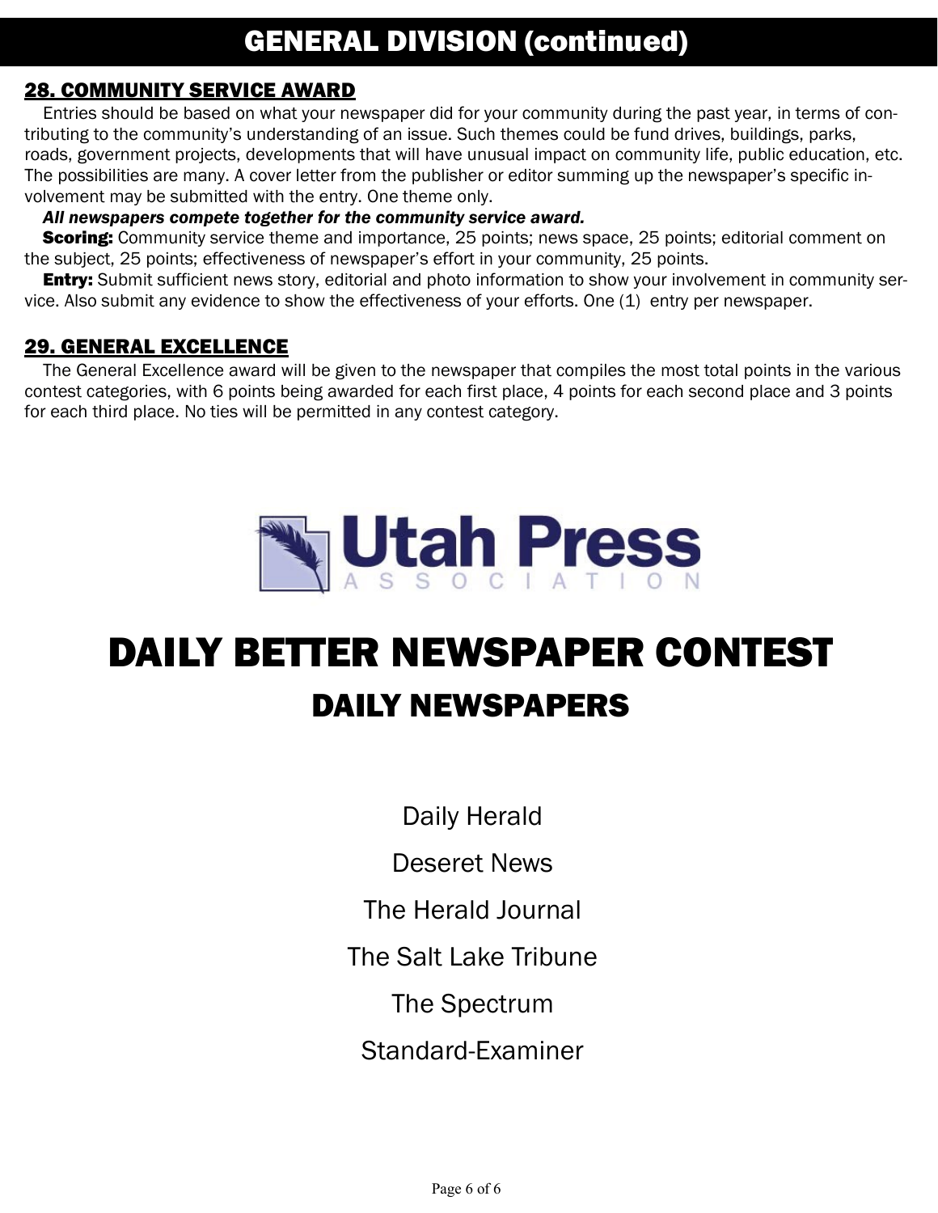# GENERAL DIVISION (continued)

## 28. COMMUNITY SERVICE AWARD

Entries should be based on what your newspaper did for your community during the past year, in terms of contributing to the community's understanding of an issue. Such themes could be fund drives, buildings, parks, roads, government projects, developments that will have unusual impact on community life, public education, etc. The possibilities are many. A cover letter from the publisher or editor summing up the newspaper's specific involvement may be submitted with the entry. One theme only.

***All newspapers compete together for the community service award.***

**Scoring:** Community service theme and importance, 25 points; news space, 25 points; editorial comment on the subject, 25 points; effectiveness of newspaper's effort in your community, 25 points.

**Entry:** Submit sufficient news story, editorial and photo information to show your involvement in community service. Also submit any evidence to show the effectiveness of your efforts. One (1) entry per newspaper.

## 29. GENERAL EXCELLENCE

The General Excellence award will be given to the newspaper that compiles the most total points in the various contest categories, with 6 points being awarded for each first place, 4 points for each second place and 3 points for each third place. No ties will be permitted in any contest category.

Utah Press ASSOCIATION

# DAILY BETTER NEWSPAPER CONTEST

## DAILY NEWSPAPERS

Daily Herald

Deseret News

The Herald Journal

The Salt Lake Tribune

The Spectrum

Standard-Examiner